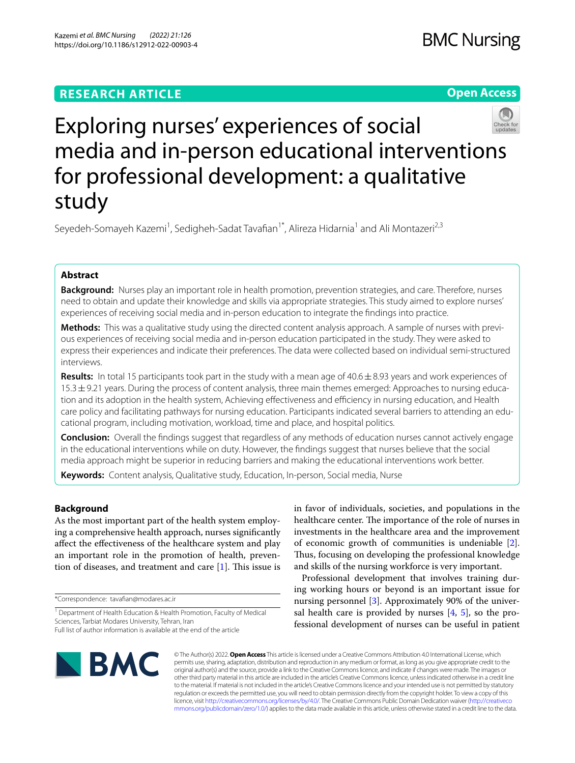**RESEARCH ARTICLE**

**Open Access**

# Exploring nurses' experiences of social media and in-person educational interventions for professional development: a qualitative study

Seyedeh-Somayeh Kazemi[1], Sedigheh-Sadat Tavafian[1*], Alireza Hidarnia[1] and Ali Montazeri[2,3]

## Abstract

**Background:** Nurses play an important role in health promotion, prevention strategies, and care. Therefore, nurses need to obtain and update their knowledge and skills via appropriate strategies. This study aimed to explore nurses' experiences of receiving social media and in-person education to integrate the findings into practice.

**Methods:** This was a qualitative study using the directed content analysis approach. A sample of nurses with previous experiences of receiving social media and in-person education participated in the study. They were asked to express their experiences and indicate their preferences. The data were collected based on individual semi-structured interviews.

**Results:** In total 15 participants took part in the study with a mean age of 40.6 ± 8.93 years and work experiences of 15.3 ± 9.21 years. During the process of content analysis, three main themes emerged: Approaches to nursing education and its adoption in the health system, Achieving effectiveness and efficiency in nursing education, and Health care policy and facilitating pathways for nursing education. Participants indicated several barriers to attending an educational program, including motivation, workload, time and place, and hospital politics.

**Conclusion:** Overall the findings suggest that regardless of any methods of education nurses cannot actively engage in the educational interventions while on duty. However, the findings suggest that nurses believe that the social media approach might be superior in reducing barriers and making the educational interventions work better.

**Keywords:** Content analysis, Qualitative study, Education, In-person, Social media, Nurse

## Background

As the most important part of the health system employing a comprehensive health approach, nurses significantly affect the effectiveness of the healthcare system and play an important role in the promotion of health, prevention of diseases, and treatment and care [1]. This issue is in favor of individuals, societies, and populations in the healthcare center. The importance of the role of nurses in investments in the healthcare area and the improvement of economic growth of communities is undeniable [2]. Thus, focusing on developing the professional knowledge and skills of the nursing workforce is very important.

Professional development that involves training during working hours or beyond is an important issue for nursing personnel [3]. Approximately 90% of the universal health care is provided by nurses [4, 5], so the professional development of nurses can be useful in patient

*Correspondence: tavafian@modares.ac.ir

[1] Department of Health Education & Health Promotion, Faculty of Medical Sciences, Tarbiat Modares University, Tehran, Iran

Full list of author information is available at the end of the article

© The Author(s) 2022. **Open Access** This article is licensed under a Creative Commons Attribution 4.0 International License, which permits use, sharing, adaptation, distribution and reproduction in any medium or format, as long as you give appropriate credit to the original author(s) and the source, provide a link to the Creative Commons licence, and indicate if changes were made. The images or other third party material in this article are included in the article's Creative Commons licence, unless indicated otherwise in a credit line to the material. If material is not included in the article's Creative Commons licence and your intended use is not permitted by statutory regulation or exceeds the permitted use, you will need to obtain permission directly from the copyright holder. To view a copy of this licence, visit http://creativecommons.org/licenses/by/4.0/. The Creative Commons Public Domain Dedication waiver (http://creativecommons.org/publicdomain/zero/1.0/) applies to the data made available in this article, unless otherwise stated in a credit line to the data.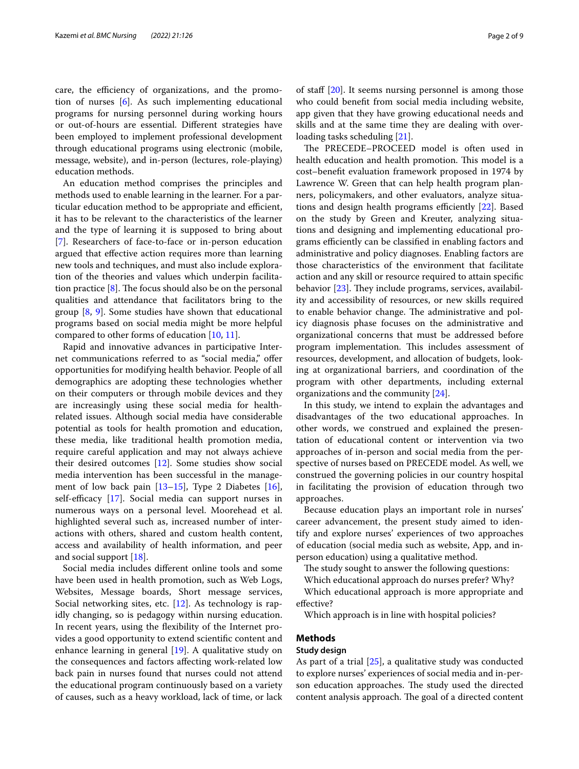care, the efficiency of organizations, and the promotion of nurses [6]. As such implementing educational programs for nursing personnel during working hours or out-of-hours are essential. Different strategies have been employed to implement professional development through educational programs using electronic (mobile, message, website), and in-person (lectures, role-playing) education methods.

An education method comprises the principles and methods used to enable learning in the learner. For a particular education method to be appropriate and efficient, it has to be relevant to the characteristics of the learner and the type of learning it is supposed to bring about [7]. Researchers of face-to-face or in-person education argued that effective action requires more than learning new tools and techniques, and must also include exploration of the theories and values which underpin facilitation practice [8]. The focus should also be on the personal qualities and attendance that facilitators bring to the group [8, 9]. Some studies have shown that educational programs based on social media might be more helpful compared to other forms of education [10, 11].

Rapid and innovative advances in participative Internet communications referred to as "social media," offer opportunities for modifying health behavior. People of all demographics are adopting these technologies whether on their computers or through mobile devices and they are increasingly using these social media for health-related issues. Although social media have considerable potential as tools for health promotion and education, these media, like traditional health promotion media, require careful application and may not always achieve their desired outcomes [12]. Some studies show social media intervention has been successful in the management of low back pain [13–15], Type 2 Diabetes [16], self-efficacy [17]. Social media can support nurses in numerous ways on a personal level. Moorehead et al. highlighted several such as, increased number of interactions with others, shared and custom health content, access and availability of health information, and peer and social support [18].

Social media includes different online tools and some have been used in health promotion, such as Web Logs, Websites, Message boards, Short message services, Social networking sites, etc. [12]. As technology is rapidly changing, so is pedagogy within nursing education. In recent years, using the flexibility of the Internet provides a good opportunity to extend scientific content and enhance learning in general [19]. A qualitative study on the consequences and factors affecting work-related low back pain in nurses found that nurses could not attend the educational program continuously based on a variety of causes, such as a heavy workload, lack of time, or lack of staff [20]. It seems nursing personnel is among those who could benefit from social media including website, app given that they have growing educational needs and skills and at the same time they are dealing with overloading tasks scheduling [21].

The PRECEDE–PROCEED model is often used in health education and health promotion. This model is a cost–benefit evaluation framework proposed in 1974 by Lawrence W. Green that can help health program planners, policymakers, and other evaluators, analyze situations and design health programs efficiently [22]. Based on the study by Green and Kreuter, analyzing situations and designing and implementing educational programs efficiently can be classified in enabling factors and administrative and policy diagnoses. Enabling factors are those characteristics of the environment that facilitate action and any skill or resource required to attain specific behavior [23]. They include programs, services, availability and accessibility of resources, or new skills required to enable behavior change. The administrative and policy diagnosis phase focuses on the administrative and organizational concerns that must be addressed before program implementation. This includes assessment of resources, development, and allocation of budgets, looking at organizational barriers, and coordination of the program with other departments, including external organizations and the community [24].

In this study, we intend to explain the advantages and disadvantages of the two educational approaches. In other words, we construed and explained the presentation of educational content or intervention via two approaches of in-person and social media from the perspective of nurses based on PRECEDE model. As well, we construed the governing policies in our country hospital in facilitating the provision of education through two approaches.

Because education plays an important role in nurses' career advancement, the present study aimed to identify and explore nurses' experiences of two approaches of education (social media such as website, App, and in-person education) using a qualitative method.

The study sought to answer the following questions:

Which educational approach do nurses prefer? Why?

Which educational approach is more appropriate and effective?

Which approach is in line with hospital policies?

## Methods

### Study design

As part of a trial [25], a qualitative study was conducted to explore nurses' experiences of social media and in-person education approaches. The study used the directed content analysis approach. The goal of a directed content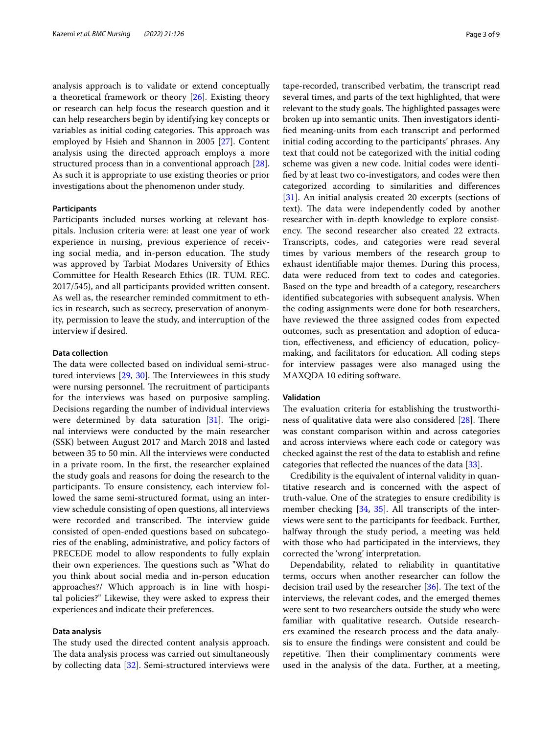analysis approach is to validate or extend conceptually a theoretical framework or theory [26]. Existing theory or research can help focus the research question and it can help researchers begin by identifying key concepts or variables as initial coding categories. This approach was employed by Hsieh and Shannon in 2005 [27]. Content analysis using the directed approach employs a more structured process than in a conventional approach [28]. As such it is appropriate to use existing theories or prior investigations about the phenomenon under study.

### Participants

Participants included nurses working at relevant hospitals. Inclusion criteria were: at least one year of work experience in nursing, previous experience of receiving social media, and in-person education. The study was approved by Tarbiat Modares University of Ethics Committee for Health Research Ethics (IR. TUM. REC. 2017/545), and all participants provided written consent. As well as, the researcher reminded commitment to ethics in research, such as secrecy, preservation of anonymity, permission to leave the study, and interruption of the interview if desired.

### Data collection

The data were collected based on individual semi-structured interviews [29, 30]. The Interviewees in this study were nursing personnel. The recruitment of participants for the interviews was based on purposive sampling. Decisions regarding the number of individual interviews were determined by data saturation [31]. The original interviews were conducted by the main researcher (SSK) between August 2017 and March 2018 and lasted between 35 to 50 min. All the interviews were conducted in a private room. In the first, the researcher explained the study goals and reasons for doing the research to the participants. To ensure consistency, each interview followed the same semi-structured format, using an interview schedule consisting of open questions, all interviews were recorded and transcribed. The interview guide consisted of open-ended questions based on subcategories of the enabling, administrative, and policy factors of PRECEDE model to allow respondents to fully explain their own experiences. The questions such as "What do you think about social media and in-person education approaches?/ Which approach is in line with hospital policies?" Likewise, they were asked to express their experiences and indicate their preferences.

### Data analysis

The study used the directed content analysis approach. The data analysis process was carried out simultaneously by collecting data [32]. Semi-structured interviews were tape-recorded, transcribed verbatim, the transcript read several times, and parts of the text highlighted, that were relevant to the study goals. The highlighted passages were broken up into semantic units. Then investigators identified meaning-units from each transcript and performed initial coding according to the participants' phrases. Any text that could not be categorized with the initial coding scheme was given a new code. Initial codes were identified by at least two co-investigators, and codes were then categorized according to similarities and differences [31]. An initial analysis created 20 excerpts (sections of text). The data were independently coded by another researcher with in-depth knowledge to explore consistency. The second researcher also created 22 extracts. Transcripts, codes, and categories were read several times by various members of the research group to exhaust identifiable major themes. During this process, data were reduced from text to codes and categories. Based on the type and breadth of a category, researchers identified subcategories with subsequent analysis. When the coding assignments were done for both researchers, have reviewed the three assigned codes from expected outcomes, such as presentation and adoption of education, effectiveness, and efficiency of education, policymaking, and facilitators for education. All coding steps for interview passages were also managed using the MAXQDA 10 editing software.

### Validation

The evaluation criteria for establishing the trustworthiness of qualitative data were also considered [28]. There was constant comparison within and across categories and across interviews where each code or category was checked against the rest of the data to establish and refine categories that reflected the nuances of the data [33].

Credibility is the equivalent of internal validity in quantitative research and is concerned with the aspect of truth-value. One of the strategies to ensure credibility is member checking [34, 35]. All transcripts of the interviews were sent to the participants for feedback. Further, halfway through the study period, a meeting was held with those who had participated in the interviews, they corrected the 'wrong' interpretation.

Dependability, related to reliability in quantitative terms, occurs when another researcher can follow the decision trail used by the researcher [36]. The text of the interviews, the relevant codes, and the emerged themes were sent to two researchers outside the study who were familiar with qualitative research. Outside researchers examined the research process and the data analysis to ensure the findings were consistent and could be repetitive. Then their complimentary comments were used in the analysis of the data. Further, at a meeting,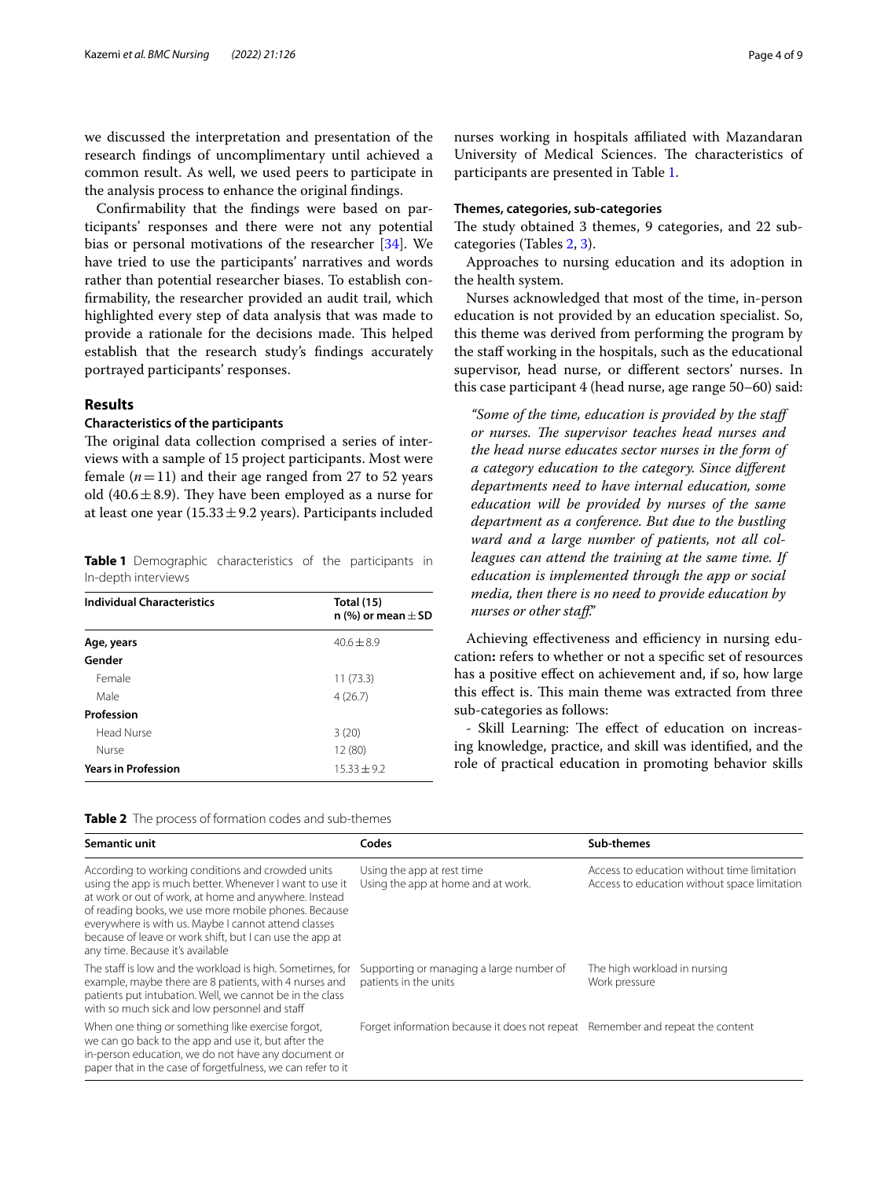we discussed the interpretation and presentation of the research findings of uncomplimentary until achieved a common result. As well, we used peers to participate in the analysis process to enhance the original findings.

Confirmability that the findings were based on participants' responses and there were not any potential bias or personal motivations of the researcher [34]. We have tried to use the participants' narratives and words rather than potential researcher biases. To establish confirmability, the researcher provided an audit trail, which highlighted every step of data analysis that was made to provide a rationale for the decisions made. This helped establish that the research study's findings accurately portrayed participants' responses.

## Results

### Characteristics of the participants

The original data collection comprised a series of interviews with a sample of 15 project participants. Most were female ($n=11$) and their age ranged from 27 to 52 years old ($40.6 \pm 8.9$). They have been employed as a nurse for at least one year ($15.33 \pm 9.2$ years). Participants included nurses working in hospitals affiliated with Mazandaran University of Medical Sciences. The characteristics of participants are presented in Table 1.

**Table 1** Demographic characteristics of the participants in In-depth interviews

| Individual Characteristics | Total (15) n (%) or mean ± SD |
|---|---|
| **Age, years** | 40.6 ± 8.9 |
| **Gender** | |
| Female | 11 (73.3) |
| Male | 4 (26.7) |
| **Profession** | |
| Head Nurse | 3 (20) |
| Nurse | 12 (80) |
| **Years in Profession** | 15.33 ± 9.2 |

### Themes, categories, sub-categories

The study obtained 3 themes, 9 categories, and 22 sub-categories (Tables 2, 3).

Approaches to nursing education and its adoption in the health system.

Nurses acknowledged that most of the time, in-person education is not provided by an education specialist. So, this theme was derived from performing the program by the staff working in the hospitals, such as the educational supervisor, head nurse, or different sectors' nurses. In this case participant 4 (head nurse, age range 50–60) said:

> *"Some of the time, education is provided by the staff or nurses. The supervisor teaches head nurses and the head nurse educates sector nurses in the form of a category education to the category. Since different departments need to have internal education, some education will be provided by nurses of the same department as a conference. But due to the bustling ward and a large number of patients, not all colleagues can attend the training at the same time. If education is implemented through the app or social media, then there is no need to provide education by nurses or other staff."*

Achieving effectiveness and efficiency in nursing education**:** refers to whether or not a specific set of resources has a positive effect on achievement and, if so, how large this effect is. This main theme was extracted from three sub-categories as follows:

- Skill Learning: The effect of education on increasing knowledge, practice, and skill was identified, and the role of practical education in promoting behavior skills

**Table 2** The process of formation codes and sub-themes

| Semantic unit | Codes | Sub-themes |
|---|---|---|
| According to working conditions and crowded units using the app is much better. Whenever I want to use it at work or out of work, at home and anywhere. Instead of reading books, we use more mobile phones. Because everywhere is with us. Maybe I cannot attend classes because of leave or work shift, but I can use the app at any time. Because it's available | Using the app at rest time<br>Using the app at home and at work. | Access to education without time limitation<br>Access to education without space limitation |
| The staff is low and the workload is high. Sometimes, for example, maybe there are 8 patients, with 4 nurses and patients put intubation. Well, we cannot be in the class with so much sick and low personnel and staff | Supporting or managing a large number of patients in the units | The high workload in nursing<br>Work pressure |
| When one thing or something like exercise forgot, we can go back to the app and use it, but after the in-person education, we do not have any document or paper that in the case of forgetfulness, we can refer to it | Forget information because it does not repeat | Remember and repeat the content |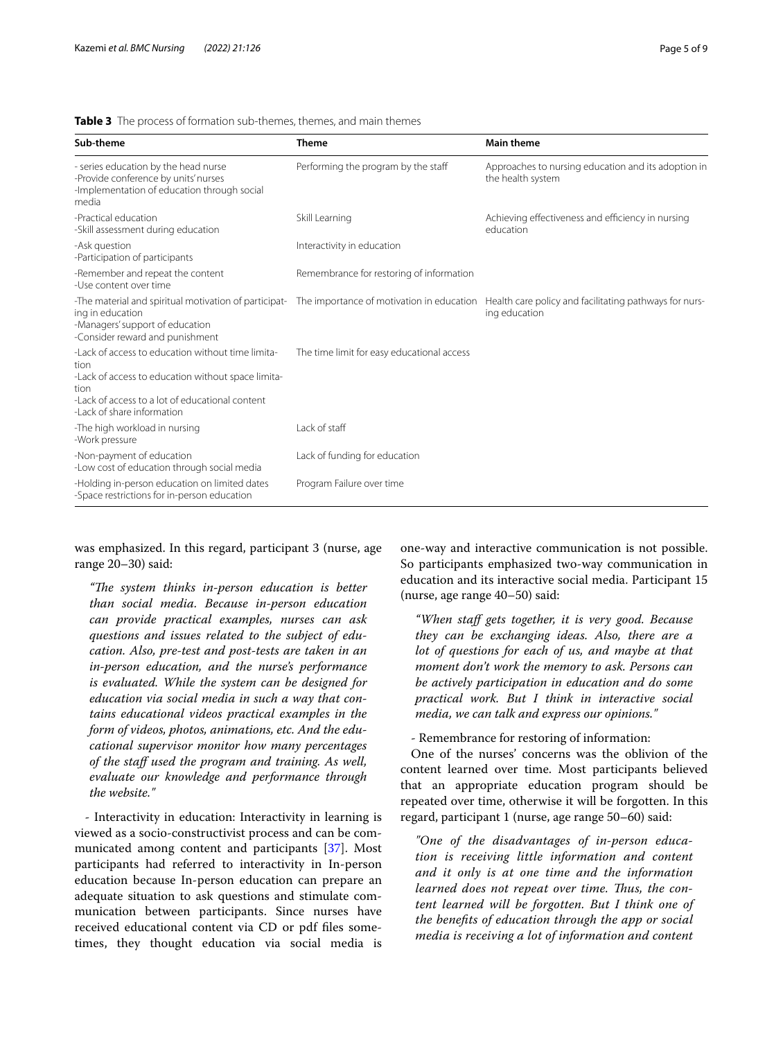**Table 3** The process of formation sub-themes, themes, and main themes

| Sub-theme | Theme | Main theme |
|---|---|---|
| - series education by the head nurse<br>-Provide conference by units' nurses<br>-Implementation of education through social media | Performing the program by the staff | Approaches to nursing education and its adoption in the health system |
| -Practical education<br>-Skill assessment during education | Skill Learning | Achieving effectiveness and efficiency in nursing education |
| -Ask question<br>-Participation of participants | Interactivity in education | |
| -Remember and repeat the content<br>-Use content over time | Remembrance for restoring of information | |
| -The material and spiritual motivation of participating in education<br>-Managers' support of education<br>-Consider reward and punishment | The importance of motivation in education | Health care policy and facilitating pathways for nursing education |
| -Lack of access to education without time limitation<br>-Lack of access to education without space limitation<br>-Lack of access to a lot of educational content<br>-Lack of share information | The time limit for easy educational access | |
| -The high workload in nursing<br>-Work pressure | Lack of staff | |
| -Non-payment of education<br>-Low cost of education through social media | Lack of funding for education | |
| -Holding in-person education on limited dates<br>-Space restrictions for in-person education | Program Failure over time | |

was emphasized. In this regard, participant 3 (nurse, age range 20–30) said:

*"The system thinks in-person education is better than social media. Because in-person education can provide practical examples, nurses can ask questions and issues related to the subject of education. Also, pre-test and post-tests are taken in an in-person education, and the nurse's performance is evaluated. While the system can be designed for education via social media in such a way that contains educational videos practical examples in the form of videos, photos, animations, etc. And the educational supervisor monitor how many percentages of the staff used the program and training. As well, evaluate our knowledge and performance through the website."*

- Interactivity in education: Interactivity in learning is viewed as a socio-constructivist process and can be communicated among content and participants [37]. Most participants had referred to interactivity in In-person education because In-person education can prepare an adequate situation to ask questions and stimulate communication between participants. Since nurses have received educational content via CD or pdf files sometimes, they thought education via social media is one-way and interactive communication is not possible. So participants emphasized two-way communication in education and its interactive social media. Participant 15 (nurse, age range 40–50) said:

*"When staff gets together, it is very good. Because they can be exchanging ideas. Also, there are a lot of questions for each of us, and maybe at that moment don't work the memory to ask. Persons can be actively participation in education and do some practical work. But I think in interactive social media, we can talk and express our opinions."*

- Remembrance for restoring of information:

One of the nurses' concerns was the oblivion of the content learned over time. Most participants believed that an appropriate education program should be repeated over time, otherwise it will be forgotten. In this regard, participant 1 (nurse, age range 50–60) said:

*"One of the disadvantages of in-person education is receiving little information and content and it only is at one time and the information learned does not repeat over time. Thus, the content learned will be forgotten. But I think one of the benefits of education through the app or social media is receiving a lot of information and content*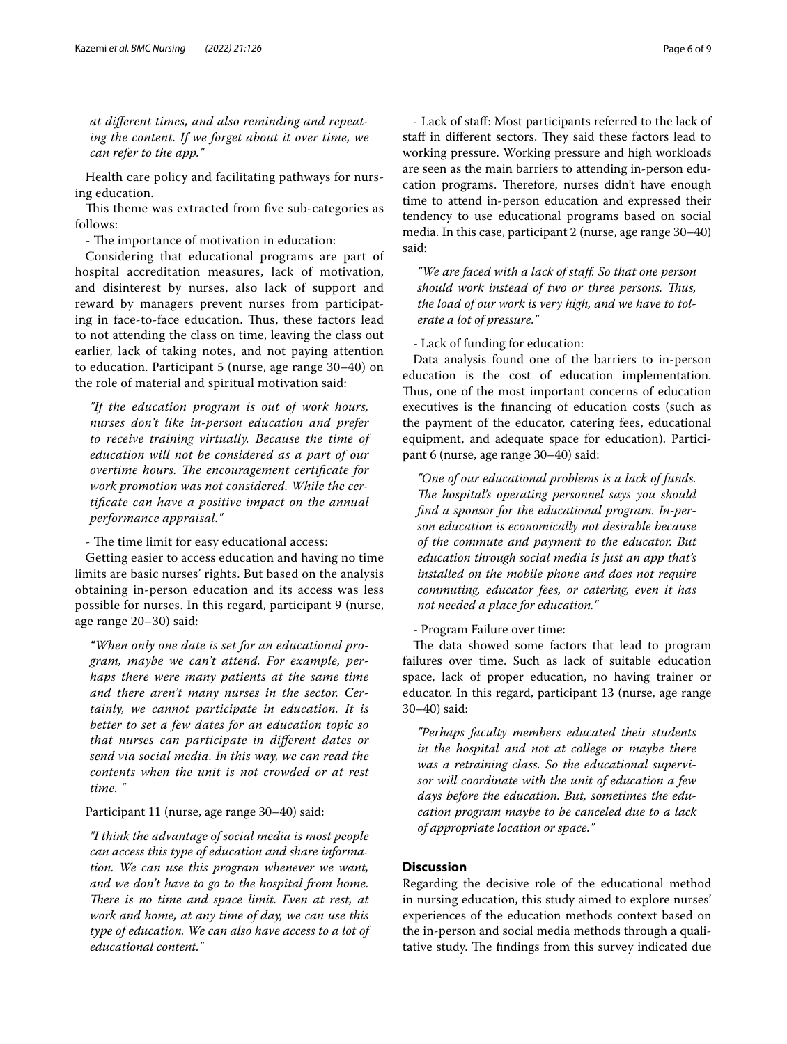*at different times, and also reminding and repeating the content. If we forget about it over time, we can refer to the app."*

Health care policy and facilitating pathways for nursing education.

This theme was extracted from five sub-categories as follows:

- The importance of motivation in education:

Considering that educational programs are part of hospital accreditation measures, lack of motivation, and disinterest by nurses, also lack of support and reward by managers prevent nurses from participating in face-to-face education. Thus, these factors lead to not attending the class on time, leaving the class out earlier, lack of taking notes, and not paying attention to education. Participant 5 (nurse, age range 30–40) on the role of material and spiritual motivation said:

> *"If the education program is out of work hours, nurses don't like in-person education and prefer to receive training virtually. Because the time of education will not be considered as a part of our overtime hours. The encouragement certificate for work promotion was not considered. While the certificate can have a positive impact on the annual performance appraisal."*

- The time limit for easy educational access:

Getting easier to access education and having no time limits are basic nurses' rights. But based on the analysis obtaining in-person education and its access was less possible for nurses. In this regard, participant 9 (nurse, age range 20–30) said:

> *"When only one date is set for an educational program, maybe we can't attend. For example, perhaps there were many patients at the same time and there aren't many nurses in the sector. Certainly, we cannot participate in education. It is better to set a few dates for an education topic so that nurses can participate in different dates or send via social media. In this way, we can read the contents when the unit is not crowded or at rest time. "*

Participant 11 (nurse, age range 30–40) said:

> *"I think the advantage of social media is most people can access this type of education and share information. We can use this program whenever we want, and we don't have to go to the hospital from home. There is no time and space limit. Even at rest, at work and home, at any time of day, we can use this type of education. We can also have access to a lot of educational content."*

- Lack of staff: Most participants referred to the lack of staff in different sectors. They said these factors lead to working pressure. Working pressure and high workloads are seen as the main barriers to attending in-person education programs. Therefore, nurses didn't have enough time to attend in-person education and expressed their tendency to use educational programs based on social media. In this case, participant 2 (nurse, age range 30–40) said:

> *"We are faced with a lack of staff. So that one person should work instead of two or three persons. Thus, the load of our work is very high, and we have to tolerate a lot of pressure."*

- Lack of funding for education:

Data analysis found one of the barriers to in-person education is the cost of education implementation. Thus, one of the most important concerns of education executives is the financing of education costs (such as the payment of the educator, catering fees, educational equipment, and adequate space for education). Participant 6 (nurse, age range 30–40) said:

> *"One of our educational problems is a lack of funds. The hospital's operating personnel says you should find a sponsor for the educational program. In-person education is economically not desirable because of the commute and payment to the educator. But education through social media is just an app that's installed on the mobile phone and does not require commuting, educator fees, or catering, even it has not needed a place for education."*

- Program Failure over time:

The data showed some factors that lead to program failures over time. Such as lack of suitable education space, lack of proper education, no having trainer or educator. In this regard, participant 13 (nurse, age range 30–40) said:

> *"Perhaps faculty members educated their students in the hospital and not at college or maybe there was a retraining class. So the educational supervisor will coordinate with the unit of education a few days before the education. But, sometimes the education program maybe to be canceled due to a lack of appropriate location or space."*

## Discussion

Regarding the decisive role of the educational method in nursing education, this study aimed to explore nurses' experiences of the education methods context based on the in-person and social media methods through a qualitative study. The findings from this survey indicated due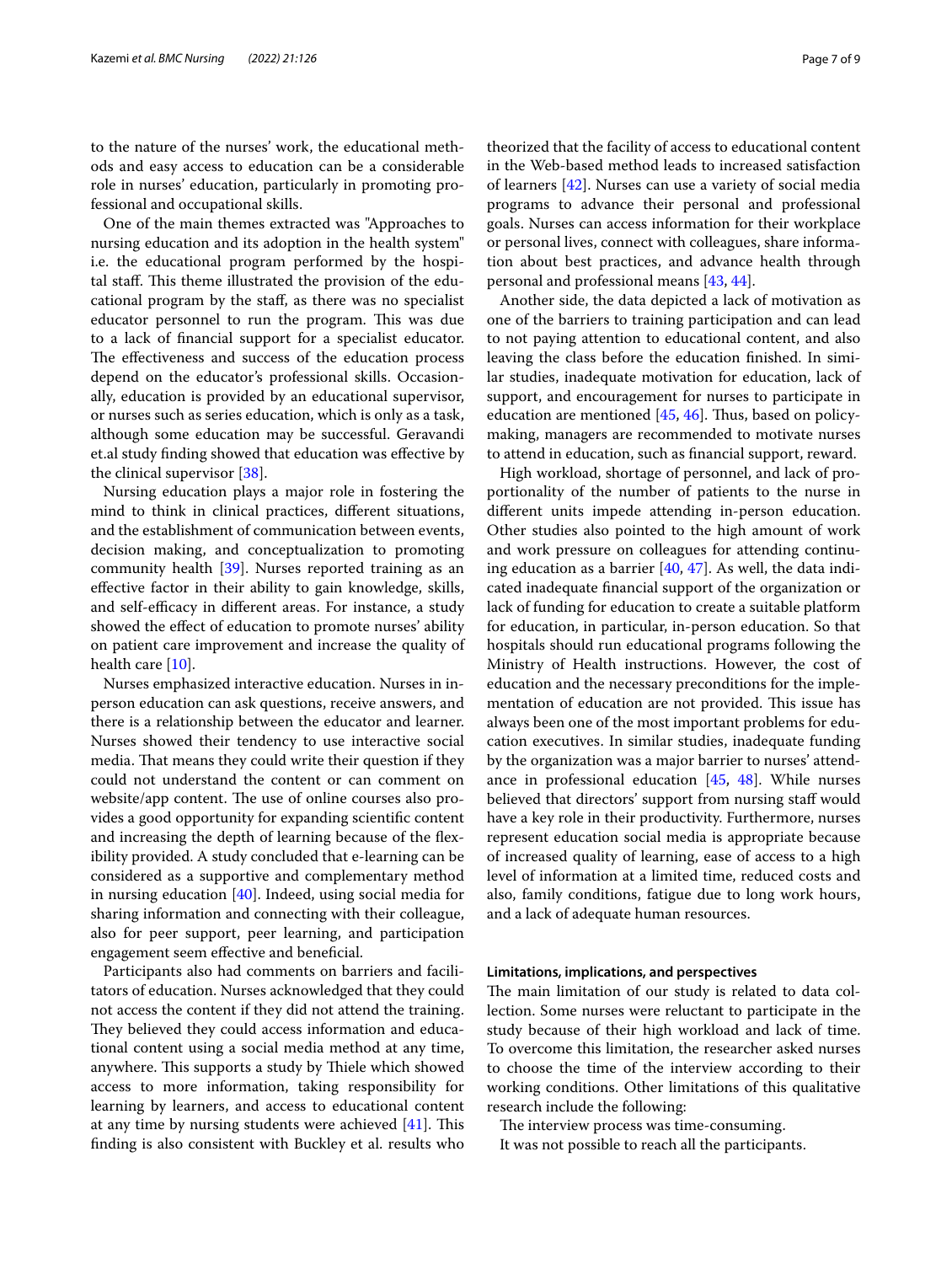to the nature of the nurses' work, the educational methods and easy access to education can be a considerable role in nurses' education, particularly in promoting professional and occupational skills.

One of the main themes extracted was "Approaches to nursing education and its adoption in the health system" i.e. the educational program performed by the hospital staff. This theme illustrated the provision of the educational program by the staff, as there was no specialist educator personnel to run the program. This was due to a lack of financial support for a specialist educator. The effectiveness and success of the education process depend on the educator's professional skills. Occasionally, education is provided by an educational supervisor, or nurses such as series education, which is only as a task, although some education may be successful. Geravandi et.al study finding showed that education was effective by the clinical supervisor [38].

Nursing education plays a major role in fostering the mind to think in clinical practices, different situations, and the establishment of communication between events, decision making, and conceptualization to promoting community health [39]. Nurses reported training as an effective factor in their ability to gain knowledge, skills, and self-efficacy in different areas. For instance, a study showed the effect of education to promote nurses' ability on patient care improvement and increase the quality of health care [10].

Nurses emphasized interactive education. Nurses in in-person education can ask questions, receive answers, and there is a relationship between the educator and learner. Nurses showed their tendency to use interactive social media. That means they could write their question if they could not understand the content or can comment on website/app content. The use of online courses also provides a good opportunity for expanding scientific content and increasing the depth of learning because of the flexibility provided. A study concluded that e-learning can be considered as a supportive and complementary method in nursing education [40]. Indeed, using social media for sharing information and connecting with their colleague, also for peer support, peer learning, and participation engagement seem effective and beneficial.

Participants also had comments on barriers and facilitators of education. Nurses acknowledged that they could not access the content if they did not attend the training. They believed they could access information and educational content using a social media method at any time, anywhere. This supports a study by Thiele which showed access to more information, taking responsibility for learning by learners, and access to educational content at any time by nursing students were achieved [41]. This finding is also consistent with Buckley et al. results who theorized that the facility of access to educational content in the Web-based method leads to increased satisfaction of learners [42]. Nurses can use a variety of social media programs to advance their personal and professional goals. Nurses can access information for their workplace or personal lives, connect with colleagues, share information about best practices, and advance health through personal and professional means [43, 44].

Another side, the data depicted a lack of motivation as one of the barriers to training participation and can lead to not paying attention to educational content, and also leaving the class before the education finished. In similar studies, inadequate motivation for education, lack of support, and encouragement for nurses to participate in education are mentioned [45, 46]. Thus, based on policy-making, managers are recommended to motivate nurses to attend in education, such as financial support, reward.

High workload, shortage of personnel, and lack of proportionality of the number of patients to the nurse in different units impede attending in-person education. Other studies also pointed to the high amount of work and work pressure on colleagues for attending continuing education as a barrier [40, 47]. As well, the data indicated inadequate financial support of the organization or lack of funding for education to create a suitable platform for education, in particular, in-person education. So that hospitals should run educational programs following the Ministry of Health instructions. However, the cost of education and the necessary preconditions for the implementation of education are not provided. This issue has always been one of the most important problems for education executives. In similar studies, inadequate funding by the organization was a major barrier to nurses' attendance in professional education [45, 48]. While nurses believed that directors' support from nursing staff would have a key role in their productivity. Furthermore, nurses represent education social media is appropriate because of increased quality of learning, ease of access to a high level of information at a limited time, reduced costs and also, family conditions, fatigue due to long work hours, and a lack of adequate human resources.

### Limitations, implications, and perspectives

The main limitation of our study is related to data collection. Some nurses were reluctant to participate in the study because of their high workload and lack of time. To overcome this limitation, the researcher asked nurses to choose the time of the interview according to their working conditions. Other limitations of this qualitative research include the following:

The interview process was time-consuming.

It was not possible to reach all the participants.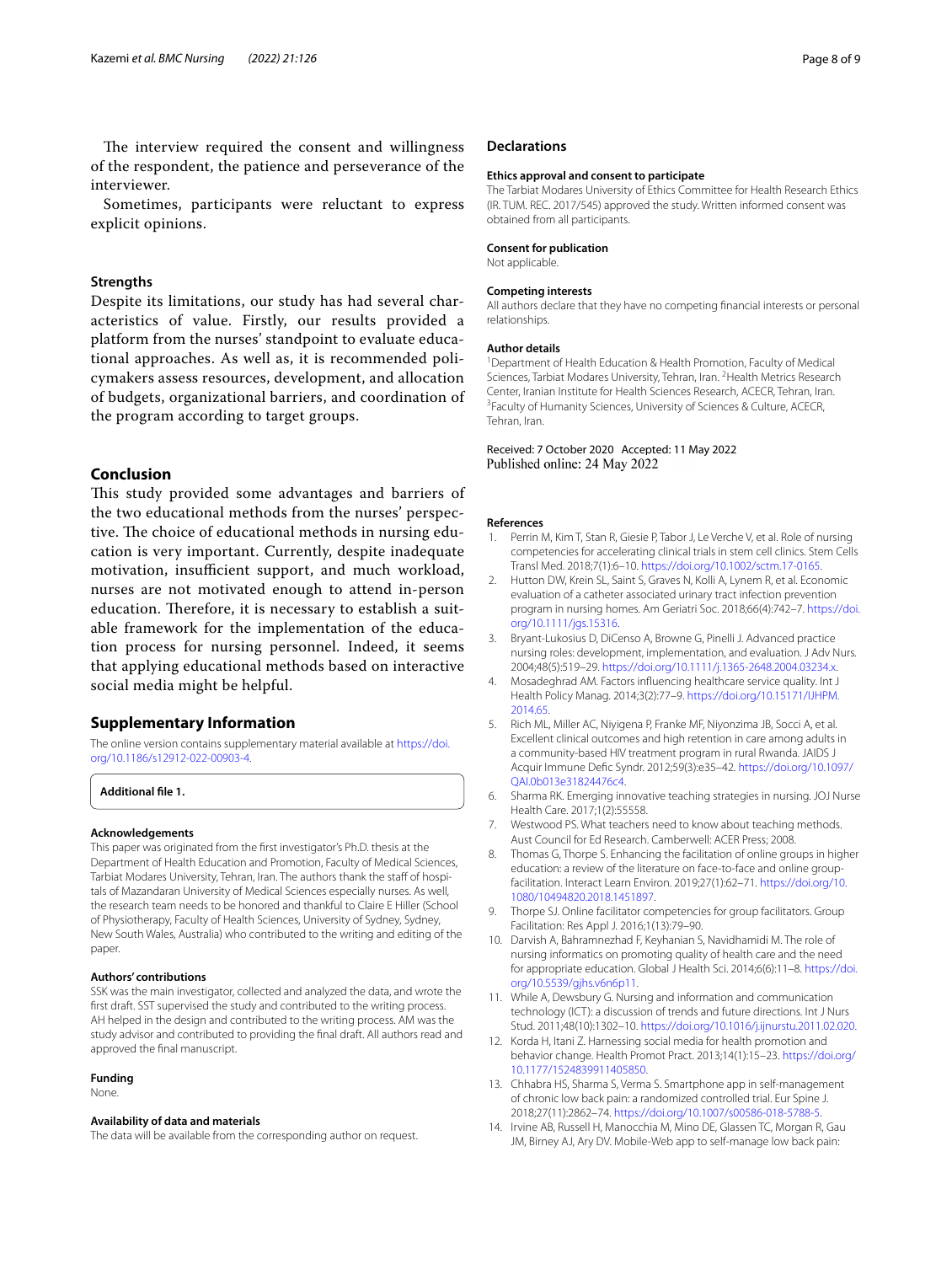The interview required the consent and willingness of the respondent, the patience and perseverance of the interviewer.

Sometimes, participants were reluctant to express explicit opinions.

### Strengths

Despite its limitations, our study has had several characteristics of value. Firstly, our results provided a platform from the nurses' standpoint to evaluate educational approaches. As well as, it is recommended policymakers assess resources, development, and allocation of budgets, organizational barriers, and coordination of the program according to target groups.

## Conclusion

This study provided some advantages and barriers of the two educational methods from the nurses' perspective. The choice of educational methods in nursing education is very important. Currently, despite inadequate motivation, insufficient support, and much workload, nurses are not motivated enough to attend in-person education. Therefore, it is necessary to establish a suitable framework for the implementation of the education process for nursing personnel. Indeed, it seems that applying educational methods based on interactive social media might be helpful.

## Supplementary Information

The online version contains supplementary material available at https://doi.org/10.1186/s12912-022-00903-4.

**Additional file 1.**

### Acknowledgements

This paper was originated from the first investigator's Ph.D. thesis at the Department of Health Education and Promotion, Faculty of Medical Sciences, Tarbiat Modares University, Tehran, Iran. The authors thank the staff of hospitals of Mazandaran University of Medical Sciences especially nurses. As well, the research team needs to be honored and thankful to Claire E Hiller (School of Physiotherapy, Faculty of Health Sciences, University of Sydney, Sydney, New South Wales, Australia) who contributed to the writing and editing of the paper.

### Authors' contributions

SSK was the main investigator, collected and analyzed the data, and wrote the first draft. SST supervised the study and contributed to the writing process. AH helped in the design and contributed to the writing process. AM was the study advisor and contributed to providing the final draft. All authors read and approved the final manuscript.

### Funding

None.

### Availability of data and materials

The data will be available from the corresponding author on request.

## Declarations

### Ethics approval and consent to participate

The Tarbiat Modares University of Ethics Committee for Health Research Ethics (IR. TUM. REC. 2017/545) approved the study. Written informed consent was obtained from all participants.

### Consent for publication

Not applicable.

### Competing interests

All authors declare that they have no competing financial interests or personal relationships.

### Author details

[1] Department of Health Education & Health Promotion, Faculty of Medical Sciences, Tarbiat Modares University, Tehran, Iran. [2] Health Metrics Research Center, Iranian Institute for Health Sciences Research, ACECR, Tehran, Iran. [3] Faculty of Humanity Sciences, University of Sciences & Culture, ACECR, Tehran, Iran.

Received: 7 October 2020 Accepted: 11 May 2022
Published online: 24 May 2022

### References

1. Perrin M, Kim T, Stan R, Giesie P, Tabor J, Le Verche V, et al. Role of nursing competencies for accelerating clinical trials in stem cell clinics. Stem Cells Transl Med. 2018;7(1):6–10. https://doi.org/10.1002/sctm.17-0165.
2. Hutton DW, Krein SL, Saint S, Graves N, Kolli A, Lynem R, et al. Economic evaluation of a catheter associated urinary tract infection prevention program in nursing homes. Am Geriatri Soc. 2018;66(4):742–7. https://doi.org/10.1111/jgs.15316.
3. Bryant-Lukosius D, DiCenso A, Browne G, Pinelli J. Advanced practice nursing roles: development, implementation, and evaluation. J Adv Nurs. 2004;48(5):519–29. https://doi.org/10.1111/j.1365-2648.2004.03234.x.
4. Mosadeghrad AM. Factors influencing healthcare service quality. Int J Health Policy Manag. 2014;3(2):77–9. https://doi.org/10.15171/IJHPM.2014.65.
5. Rich ML, Miller AC, Niyigena P, Franke MF, Niyonzima JB, Socci A, et al. Excellent clinical outcomes and high retention in care among adults in a community-based HIV treatment program in rural Rwanda. JAIDS J Acquir Immune Defic Syndr. 2012;59(3):e35–42. https://doi.org/10.1097/QAI.0b013e31824476c4.
6. Sharma RK. Emerging innovative teaching strategies in nursing. JOJ Nurse Health Care. 2017;1(2):55558.
7. Westwood PS. What teachers need to know about teaching methods. Aust Council for Ed Research. Camberwell: ACER Press; 2008.
8. Thomas G, Thorpe S. Enhancing the facilitation of online groups in higher education: a review of the literature on face-to-face and online group-facilitation. Interact Learn Environ. 2019;27(1):62–71. https://doi.org/10.1080/10494820.2018.1451897.
9. Thorpe SJ. Online facilitator competencies for group facilitators. Group Facilitation: Res Appl J. 2016;1(13):79–90.
10. Darvish A, Bahramnezhad F, Keyhanian S, Navidhamidi M. The role of nursing informatics on promoting quality of health care and the need for appropriate education. Global J Health Sci. 2014;6(6):11–8. https://doi.org/10.5539/gjhs.v6n6p11.
11. While A, Dewsbury G. Nursing and information and communication technology (ICT): a discussion of trends and future directions. Int J Nurs Stud. 2011;48(10):1302–10. https://doi.org/10.1016/j.ijnurstu.2011.02.020.
12. Korda H, Itani Z. Harnessing social media for health promotion and behavior change. Health Promot Pract. 2013;14(1):15–23. https://doi.org/10.1177/1524839911405850.
13. Chhabra HS, Sharma S, Verma S. Smartphone app in self-management of chronic low back pain: a randomized controlled trial. Eur Spine J. 2018;27(11):2862–74. https://doi.org/10.1007/s00586-018-5788-5.
14. Irvine AB, Russell H, Manocchia M, Mino DE, Glassen TC, Morgan R, Gau JM, Birney AJ, Ary DV. Mobile-Web app to self-manage low back pain: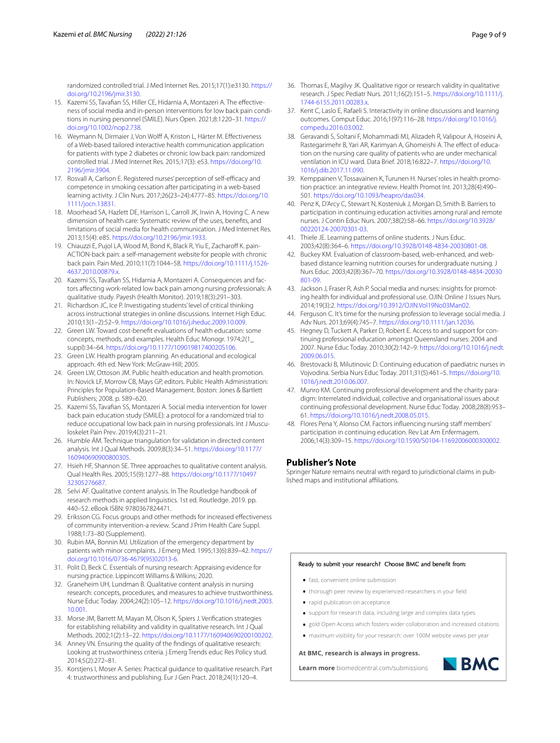randomized controlled trial. J Med Internet Res. 2015;17(1):e3130. https://doi.org/10.2196/jmir.3130.

15. Kazemi SS, Tavafian SS, Hiller CE, Hidarnia A, Montazeri A. The effectiveness of social media and in-person interventions for low back pain conditions in nursing personnel (SMILE). Nurs Open. 2021;8:1220–31. https://doi.org/10.1002/nop2.738.
16. Weymann N, Dirmaier J, Von Wolff A, Kriston L, Härter M. Effectiveness of a Web-based tailored interactive health communication application for patients with type 2 diabetes or chronic low back pain: randomized controlled trial. J Med Internet Res. 2015;17(3): e53. https://doi.org/10.2196/jmir.3904.
17. Rosvall A, Carlson E. Registered nurses' perception of self-efficacy and competence in smoking cessation after participating in a web-based learning activity. J Clin Nurs. 2017;26(23–24):4777–85. https://doi.org/10.1111/jocn.13831.
18. Moorhead SA, Hazlett DE, Harrison L, Carroll JK, Irwin A, Hoving C. A new dimension of health care: Systematic review of the uses, benefits, and limitations of social media for health communication. J Med Internet Res. 2013;15(4): e85. https://doi.org/10.2196/jmir.1933.
19. Chiauzzi E, Pujol LA, Wood M, Bond K, Black R, Yiu E, Zacharoff K. painACTION-back pain: a self-management website for people with chronic back pain. Pain Med. 2010;11(7):1044–58. https://doi.org/10.1111/j.1526-4637.2010.00879.x.
20. Kazemi SS, Tavafian SS, Hidarnia A, Montazeri A. Consequences and factors affecting work-related low back pain among nursing professionals: A qualitative study. Payesh (Health Monitor). 2019;18(3):291–303.
21. Richardson JC, Ice P. Investigating students' level of critical thinking across instructional strategies in online discussions. Internet High Educ. 2010;13(1–2):52–9. https://doi.org/10.1016/j.iheduc.2009.10.009.
22. Green LW. Toward cost-benefit evaluations of health education: some concepts, methods, and examples. Health Educ Monogr. 1974;2(1_suppl):34–64. https://doi.org/10.1177/10901981740020S106.
23. Green LW. Health program planning. An educational and ecological approach. 4th ed. New York: McGraw-Hill; 2005.
24. Green LW, Ottoson JM. Public health education and health promotion. In: Novick LF, Morrow CB, Mays GP, editors. Public Health Administration: Principles for Population-Based Management. Boston: Jones & Bartlett Publishers; 2008. p. 589–620.
25. Kazemi SS, Tavafian SS, Montazeri A. Social media intervention for lower back pain education study (SMILE): a protocol for a randomized trial to reduce occupational low back pain in nursing professionals. Int J Musculoskelet Pain Prev. 2019;4(3):211–21.
26. Humble ÁM. Technique triangulation for validation in directed content analysis. Int J Qual Methods. 2009;8(3):34–51. https://doi.org/10.1177/160940690900800305.
27. Hsieh HF, Shannon SE. Three approaches to qualitative content analysis. Qual Health Res. 2005;15(9):1277–88. https://doi.org/10.1177/1049732305276687.
28. Selvi AF. Qualitative content analysis. In The Routledge handbook of research methods in applied linguistics. 1st ed. Routledge. 2019. pp. 440–52. eBook ISBN: 9780367824471.
29. Eriksson CG. Focus groups and other methods for increased effectiveness of community intervention-a review. Scand J Prim Health Care Suppl. 1988;1:73–80 (Supplement).
30. Rubin MA, Bonnin MJ. Utilization of the emergency department by patients with minor complaints. J Emerg Med. 1995;13(6):839–42. https://doi.org/10.1016/0736-4679(95)02013-6.
31. Polit D, Beck C. Essentials of nursing research: Appraising evidence for nursing practice. Lippincott Williams & Wilkins; 2020.
32. Graneheim UH, Lundman B. Qualitative content analysis in nursing research: concepts, procedures, and measures to achieve trustworthiness. Nurse Educ Today. 2004;24(2):105–12. https://doi.org/10.1016/j.nedt.2003.10.001.
33. Morse JM, Barrett M, Mayan M, Olson K, Spiers J. Verification strategies for establishing reliability and validity in qualitative research. Int J Qual Methods. 2002;1(2):13–22. https://doi.org/10.1177/160940690200100202.
34. Anney VN. Ensuring the quality of the findings of qualitative research: Looking at trustworthiness criteria. j Emerg Trends educ Res Policy stud. 2014;5(2):272–81.
35. Korstjens I, Moser A. Series: Practical guidance to qualitative research. Part 4: trustworthiness and publishing. Eur J Gen Pract. 2018;24(1):120–4.
36. Thomas E, Magilvy JK. Qualitative rigor or research validity in qualitative research. J Spec Pediatr Nurs. 2011;16(2):151–5. https://doi.org/10.1111/j.1744-6155.2011.00283.x.
37. Kent C, Laslo E, Rafaeli S. Interactivity in online discussions and learning outcomes. Comput Educ. 2016;1(97):116–28. https://doi.org/10.1016/j.compedu.2016.03.002.
38. Geravandi S, Soltani F, Mohammadi MJ, Alizadeh R, Valipour A, Hoseini A, Rastegarimehr B, Yari AR, Karimyan A, Ghomeishi A. The effect of education on the nursing care quality of patients who are under mechanical ventilation in ICU ward. Data Brief. 2018;16:822–7. https://doi.org/10.1016/j.dib.2017.11.090.
39. Kemppainen V, Tossavainen K, Turunen H. Nurses' roles in health promotion practice: an integrative review. Health Promot Int. 2013;28(4):490–501. https://doi.org/10.1093/heapro/das034.
40. Penz K, D'Arcy C, Stewart N, Kosteniuk J, Morgan D, Smith B. Barriers to participation in continuing education activities among rural and remote nurses. J Contin Educ Nurs. 2007;38(2):58–66. https://doi.org/10.3928/00220124-20070301-03.
41. Thiele JE. Learning patterns of online students. J Nurs Educ. 2003;42(8):364–6. https://doi.org/10.3928/0148-4834-20030801-08.
42. Buckey KM. Evaluation of classroom-based, web-enhanced, and web-based distance learning nutrition courses for undergraduate nursing. J Nurs Educ. 2003;42(8):367–70. https://doi.org/10.3928/0148-4834-20030801-09.
43. Jackson J, Fraser R, Ash P. Social media and nurses: insights for promoting health for individual and professional use. OJIN: Online J Issues Nurs. 2014;19(3):2. https://doi.org/10.3912/OJIN.Vol19No03Man02.
44. Ferguson C. It's time for the nursing profession to leverage social media. J Adv Nurs. 2013;69(4):745–7. https://doi.org/10.1111/jan.12036.
45. Hegney D, Tuckett A, Parker D, Robert E. Access to and support for continuing professional education amongst Queensland nurses: 2004 and 2007. Nurse Educ Today. 2010;30(2):142–9. https://doi.org/10.1016/j.nedt.2009.06.015.
46. Brestovacki B, Milutinovic D. Continuing education of paediatric nurses in Vojvodina. Serbia Nurs Educ Today. 2011;31(5):461–5. https://doi.org/10.1016/j.nedt.2010.06.007.
47. Munro KM. Continuing professional development and the charity paradigm: Interrelated individual, collective and organisational issues about continuing professional development. Nurse Educ Today. 2008;28(8):953–61. https://doi.org/10.1016/j.nedt.2008.05.015.
48. Flores Pena Y, Alonso CM. Factors influencing nursing staff members' participation in continuing education. Rev Lat Am Enfermagem. 2006;14(3):309–15. https://doi.org/10.1590/S0104-11692006000300002.

## Publisher's Note

Springer Nature remains neutral with regard to jurisdictional claims in published maps and institutional affiliations.

Ready to submit your research? Choose BMC and benefit from:

- fast, convenient online submission
- thorough peer review by experienced researchers in your field
- rapid publication on acceptance
- support for research data, including large and complex data types
- gold Open Access which fosters wider collaboration and increased citations
- maximum visibility for your research: over 100M website views per year

**At BMC, research is always in progress.**

**Learn more** biomedcentral.com/submissions

BMC